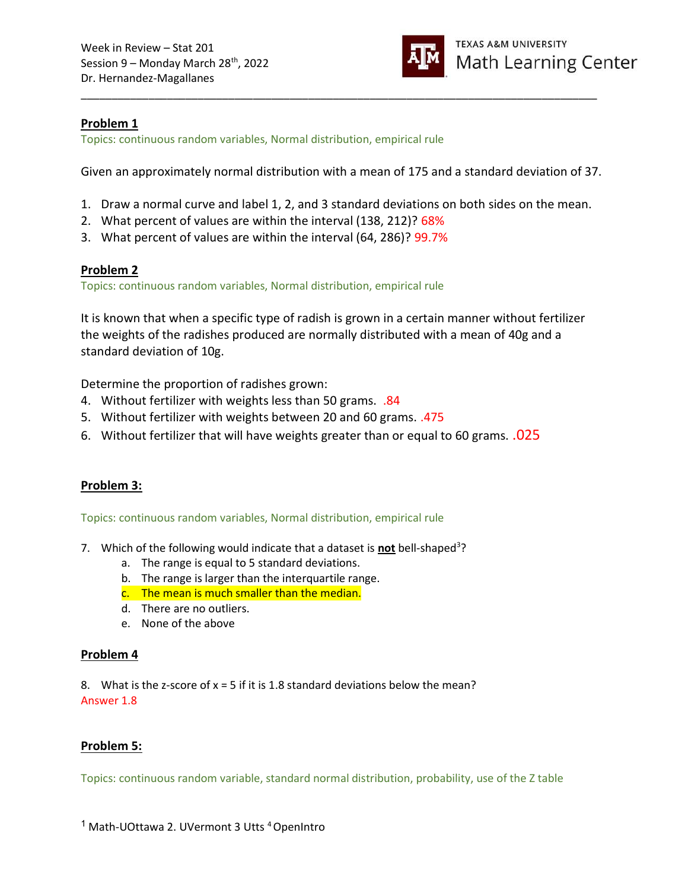Week in Review – Stat 201
Session 9 – Monday March 28th, 2022
Dr. Hernandez-Magallanes

TEXAS A&M UNIVERSITY
Math Learning Center

---

**Problem 1**

Topics: continuous random variables, Normal distribution, empirical rule

Given an approximately normal distribution with a mean of 175 and a standard deviation of 37.

1. Draw a normal curve and label 1, 2, and 3 standard deviations on both sides on the mean.
2. What percent of values are within the interval (138, 212)? 68%
3. What percent of values are within the interval (64, 286)? 99.7%

**Problem 2**

Topics: continuous random variables, Normal distribution, empirical rule

It is known that when a specific type of radish is grown in a certain manner without fertilizer the weights of the radishes produced are normally distributed with a mean of 40g and a standard deviation of 10g.

Determine the proportion of radishes grown:

4. Without fertilizer with weights less than 50 grams. .84
5. Without fertilizer with weights between 20 and 60 grams. .475
6. Without fertilizer that will have weights greater than or equal to 60 grams. .025

**Problem 3:**

Topics: continuous random variables, Normal distribution, empirical rule

7. Which of the following would indicate that a dataset is **not** bell-shaped[3]?
   a. The range is equal to 5 standard deviations.
   b. The range is larger than the interquartile range.
   c. The mean is much smaller than the median.
   d. There are no outliers.
   e. None of the above

**Problem 4**

8. What is the z-score of x = 5 if it is 1.8 standard deviations below the mean?

Answer 1.8

**Problem 5:**

Topics: continuous random variable, standard normal distribution, probability, use of the Z table

[1] Math-UOttawa 2. UVermont 3 Utts [4] OpenIntro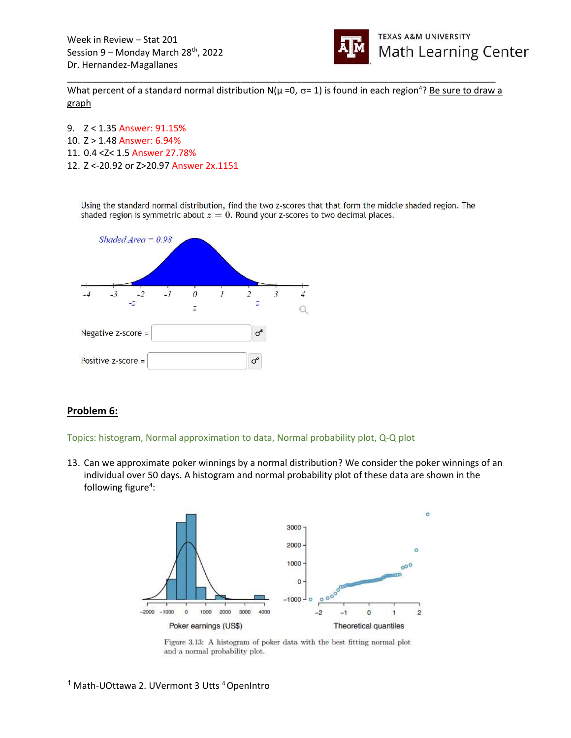What percent of a standard normal distribution N(μ =0, σ= 1) is found in each region[4]? Be sure to draw a graph

9. Z < 1.35 Answer: 91.15%
10. Z > 1.48 Answer: 6.94%
11. 0.4 <Z< 1.5 Answer 27.78%
12. Z <-20.92 or Z>20.97 Answer 2x.1151

Using the standard normal distribution, find the two z-scores that that form the middle shaded region. The shaded region is symmetric about $z = 0$. Round your z-scores to two decimal places.

*Shaded Area = 0.98*

Negative z-score =

Positive z-score =

## Problem 6:

Topics: histogram, Normal approximation to data, Normal probability plot, Q-Q plot

13. Can we approximate poker winnings by a normal distribution? We consider the poker winnings of an individual over 50 days. A histogram and normal probability plot of these data are shown in the following figure[4]:

Figure 3.13: A histogram of poker data with the best fitting normal plot and a normal probability plot.

[1] Math-UOttawa 2. UVermont 3 Utts [4] OpenIntro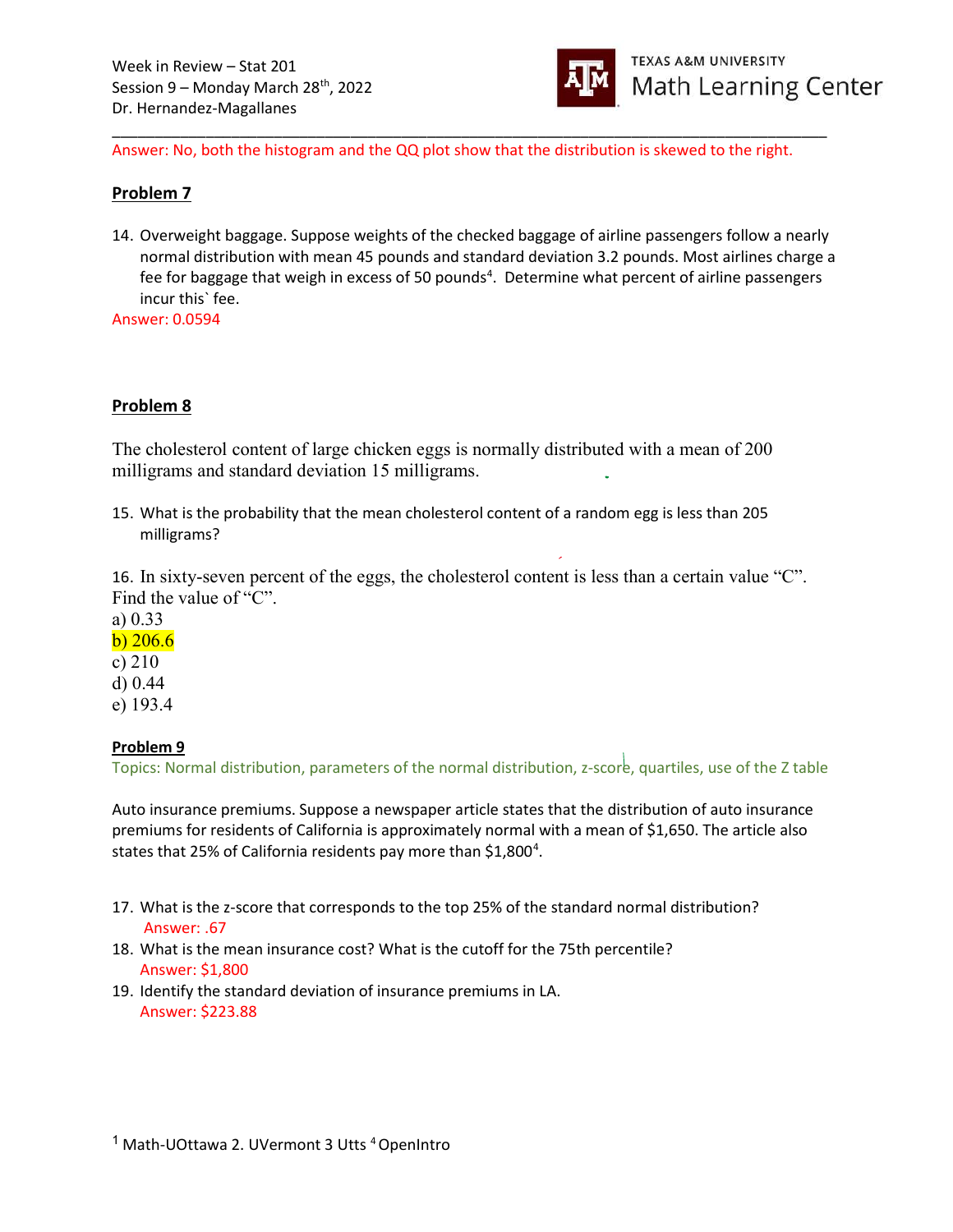Answer: No, both the histogram and the QQ plot show that the distribution is skewed to the right.

**Problem 7**

14. Overweight baggage. Suppose weights of the checked baggage of airline passengers follow a nearly normal distribution with mean 45 pounds and standard deviation 3.2 pounds. Most airlines charge a fee for baggage that weigh in excess of 50 pounds[4]. Determine what percent of airline passengers incur this` fee.

Answer: 0.0594

**Problem 8**

The cholesterol content of large chicken eggs is normally distributed with a mean of 200 milligrams and standard deviation 15 milligrams.

15. What is the probability that the mean cholesterol content of a random egg is less than 205 milligrams?

16. In sixty-seven percent of the eggs, the cholesterol content is less than a certain value "C". Find the value of "C".

a) 0.33
b) 206.6
c) 210
d) 0.44
e) 193.4

**Problem 9**

Topics: Normal distribution, parameters of the normal distribution, z-score, quartiles, use of the Z table

Auto insurance premiums. Suppose a newspaper article states that the distribution of auto insurance premiums for residents of California is approximately normal with a mean of $1,650. The article also states that 25% of California residents pay more than $1,800[4].

17. What is the z-score that corresponds to the top 25% of the standard normal distribution?
    Answer: .67
18. What is the mean insurance cost? What is the cutoff for the 75th percentile?
    Answer: $1,800
19. Identify the standard deviation of insurance premiums in LA.
    Answer: $223.88

[1] Math-UOttawa 2. UVermont 3 Utts [4] OpenIntro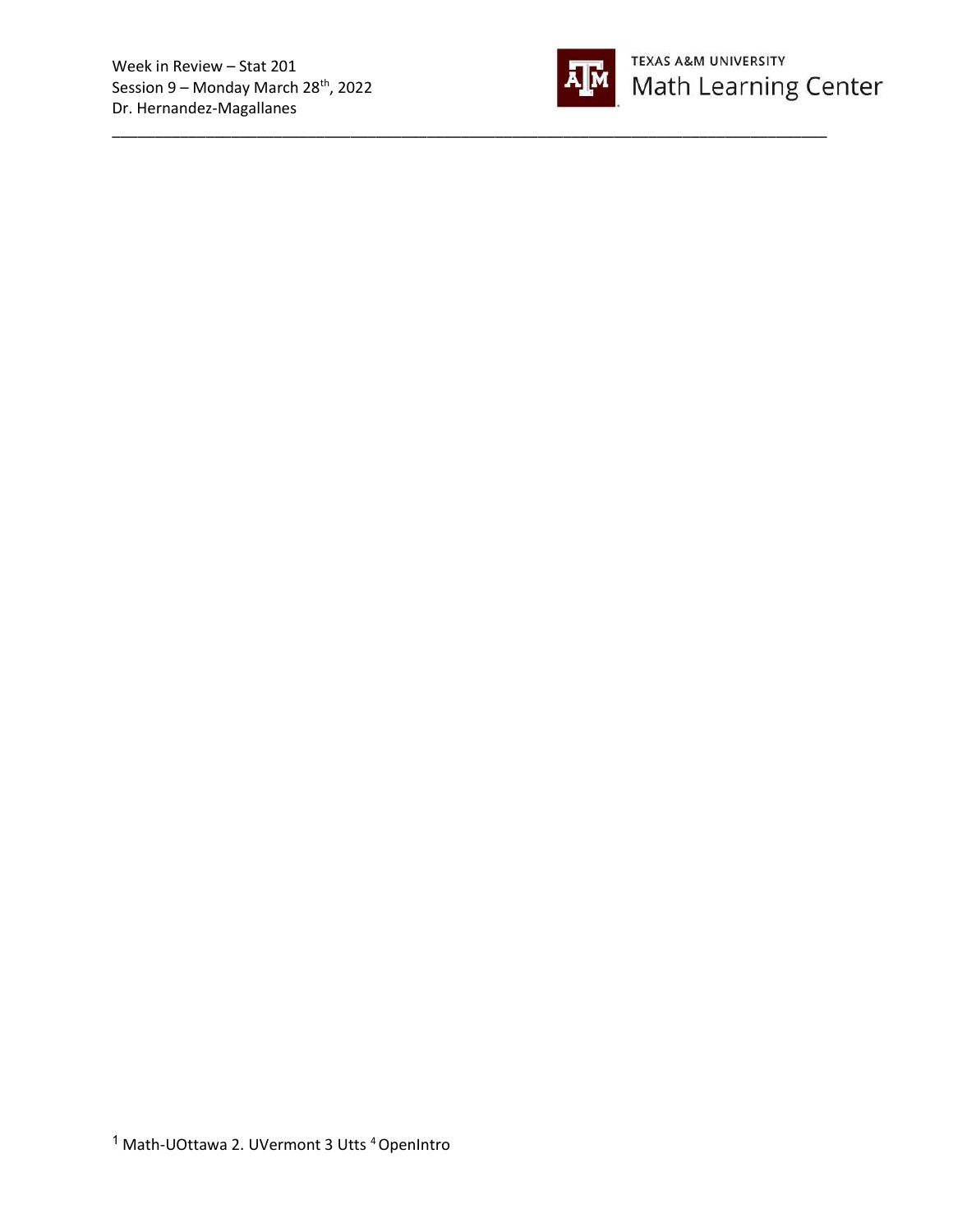[1] Math-UOttawa 2. UVermont 3 Utts [4] OpenIntro